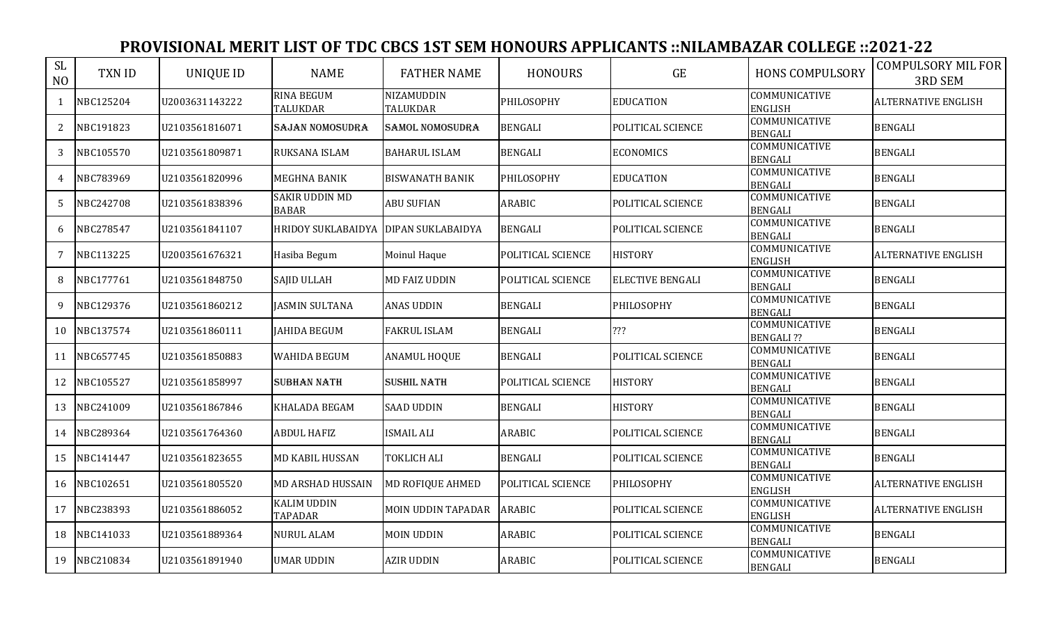# PROVISIONAL MERIT LIST OF TDC CBCS 1ST SEM HONOURS APPLICANTS ::NILAMBAZAR COLLEGE ::2021-22

| SL NO | TXN ID | UNIQUE ID | NAME | FATHER NAME | HONOURS | GE | HONS COMPULSORY | COMPULSORY MIL FOR 3RD SEM |
|---|---|---|---|---|---|---|---|---|
| 1 | NBC125204 | U2003631143222 | RINA BEGUM TALUKDAR | NIZAMUDDIN TALUKDAR | PHILOSOPHY | EDUCATION | COMMUNICATIVE ENGLISH | ALTERNATIVE ENGLISH |
| 2 | NBC191823 | U2103561816071 | SAJAN NOMOSUDRA | SAMOL NOMOSUDRA | BENGALI | POLITICAL SCIENCE | COMMUNICATIVE BENGALI | BENGALI |
| 3 | NBC105570 | U2103561809871 | RUKSANA ISLAM | BAHARUL ISLAM | BENGALI | ECONOMICS | COMMUNICATIVE BENGALI | BENGALI |
| 4 | NBC783969 | U2103561820996 | MEGHNA BANIK | BISWANATH BANIK | PHILOSOPHY | EDUCATION | COMMUNICATIVE BENGALI | BENGALI |
| 5 | NBC242708 | U2103561838396 | SAKIR UDDIN MD BABAR | ABU SUFIAN | ARABIC | POLITICAL SCIENCE | COMMUNICATIVE BENGALI | BENGALI |
| 6 | NBC278547 | U2103561841107 | HRIDOY SUKLABAIDYA | DIPAN SUKLABAIDYA | BENGALI | POLITICAL SCIENCE | COMMUNICATIVE BENGALI | BENGALI |
| 7 | NBC113225 | U2003561676321 | Hasiba Begum | Moinul Haque | POLITICAL SCIENCE | HISTORY | COMMUNICATIVE ENGLISH | ALTERNATIVE ENGLISH |
| 8 | NBC177761 | U2103561848750 | SAJID ULLAH | MD FAIZ UDDIN | POLITICAL SCIENCE | ELECTIVE BENGALI | COMMUNICATIVE BENGALI | BENGALI |
| 9 | NBC129376 | U2103561860212 | JASMIN SULTANA | ANAS UDDIN | BENGALI | PHILOSOPHY | COMMUNICATIVE BENGALI | BENGALI |
| 10 | NBC137574 | U2103561860111 | JAHIDA BEGUM | FAKRUL ISLAM | BENGALI | ??? | COMMUNICATIVE BENGALI ?? | BENGALI |
| 11 | NBC657745 | U2103561850883 | WAHIDA BEGUM | ANAMUL HOQUE | BENGALI | POLITICAL SCIENCE | COMMUNICATIVE BENGALI | BENGALI |
| 12 | NBC105527 | U2103561858997 | SUBHAN NATH | SUSHIL NATH | POLITICAL SCIENCE | HISTORY | COMMUNICATIVE BENGALI | BENGALI |
| 13 | NBC241009 | U2103561867846 | KHALADA BEGAM | SAAD UDDIN | BENGALI | HISTORY | COMMUNICATIVE BENGALI | BENGALI |
| 14 | NBC289364 | U2103561764360 | ABDUL HAFIZ | ISMAIL ALI | ARABIC | POLITICAL SCIENCE | COMMUNICATIVE BENGALI | BENGALI |
| 15 | NBC141447 | U2103561823655 | MD KABIL HUSSAN | TOKLICH ALI | BENGALI | POLITICAL SCIENCE | COMMUNICATIVE BENGALI | BENGALI |
| 16 | NBC102651 | U2103561805520 | MD ARSHAD HUSSAIN | MD ROFIQUE AHMED | POLITICAL SCIENCE | PHILOSOPHY | COMMUNICATIVE ENGLISH | ALTERNATIVE ENGLISH |
| 17 | NBC238393 | U2103561886052 | KALIM UDDIN TAPADAR | MOIN UDDIN TAPADAR | ARABIC | POLITICAL SCIENCE | COMMUNICATIVE ENGLISH | ALTERNATIVE ENGLISH |
| 18 | NBC141033 | U2103561889364 | NURUL ALAM | MOIN UDDIN | ARABIC | POLITICAL SCIENCE | COMMUNICATIVE BENGALI | BENGALI |
| 19 | NBC210834 | U2103561891940 | UMAR UDDIN | AZIR UDDIN | ARABIC | POLITICAL SCIENCE | COMMUNICATIVE BENGALI | BENGALI |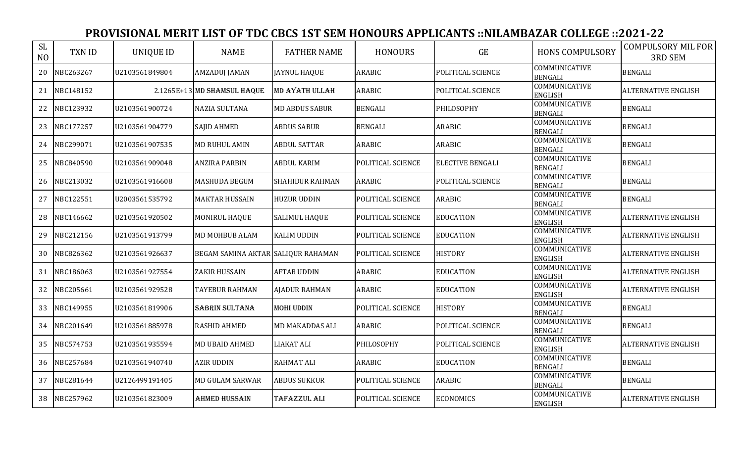# PROVISIONAL MERIT LIST OF TDC CBCS 1ST SEM HONOURS APPLICANTS ::NILAMBAZAR COLLEGE ::2021-22

| SL NO | TXN ID | UNIQUE ID | NAME | FATHER NAME | HONOURS | GE | HONS COMPULSORY | COMPULSORY MIL FOR 3RD SEM |
|---|---|---|---|---|---|---|---|---|
| 20 | NBC263267 | U2103561849804 | AMZADUJ JAMAN | JAYNUL HAQUE | ARABIC | POLITICAL SCIENCE | COMMUNICATIVE BENGALI | BENGALI |
| 21 | NBC148152 | 2.1265E+13 | MD SHAMSUL HAQUE | MD AYATH ULLAH | ARABIC | POLITICAL SCIENCE | COMMUNICATIVE ENGLISH | ALTERNATIVE ENGLISH |
| 22 | NBC123932 | U2103561900724 | NAZIA SULTANA | MD ABDUS SABUR | BENGALI | PHILOSOPHY | COMMUNICATIVE BENGALI | BENGALI |
| 23 | NBC177257 | U2103561904779 | SAJID AHMED | ABDUS SABUR | BENGALI | ARABIC | COMMUNICATIVE BENGALI | BENGALI |
| 24 | NBC299071 | U2103561907535 | MD RUHUL AMIN | ABDUL SATTAR | ARABIC | ARABIC | COMMUNICATIVE BENGALI | BENGALI |
| 25 | NBC840590 | U2103561909048 | ANZIRA PARBIN | ABDUL KARIM | POLITICAL SCIENCE | ELECTIVE BENGALI | COMMUNICATIVE BENGALI | BENGALI |
| 26 | NBC213032 | U2103561916608 | MASHUDA BEGUM | SHAHIDUR RAHMAN | ARABIC | POLITICAL SCIENCE | COMMUNICATIVE BENGALI | BENGALI |
| 27 | NBC122551 | U2003561535792 | MAKTAR HUSSAIN | HUZUR UDDIN | POLITICAL SCIENCE | ARABIC | COMMUNICATIVE BENGALI | BENGALI |
| 28 | NBC146662 | U2103561920502 | MONIRUL HAQUE | SALIMUL HAQUE | POLITICAL SCIENCE | EDUCATION | COMMUNICATIVE ENGLISH | ALTERNATIVE ENGLISH |
| 29 | NBC212156 | U2103561913799 | MD MOHBUB ALAM | KALIM UDDIN | POLITICAL SCIENCE | EDUCATION | COMMUNICATIVE ENGLISH | ALTERNATIVE ENGLISH |
| 30 | NBC826362 | U2103561926637 | BEGAM SAMINA AKTAR | SALIQUR RAHAMAN | POLITICAL SCIENCE | HISTORY | COMMUNICATIVE ENGLISH | ALTERNATIVE ENGLISH |
| 31 | NBC186063 | U2103561927554 | ZAKIR HUSSAIN | AFTAB UDDIN | ARABIC | EDUCATION | COMMUNICATIVE ENGLISH | ALTERNATIVE ENGLISH |
| 32 | NBC205661 | U2103561929528 | TAYEBUR RAHMAN | AJADUR RAHMAN | ARABIC | EDUCATION | COMMUNICATIVE ENGLISH | ALTERNATIVE ENGLISH |
| 33 | NBC149955 | U2103561819906 | SABRIN SULTANA | MOHI UDDIN | POLITICAL SCIENCE | HISTORY | COMMUNICATIVE BENGALI | BENGALI |
| 34 | NBC201649 | U2103561885978 | RASHID AHMED | MD MAKADDAS ALI | ARABIC | POLITICAL SCIENCE | COMMUNICATIVE BENGALI | BENGALI |
| 35 | NBC574753 | U2103561935594 | MD UBAID AHMED | LIAKAT ALI | PHILOSOPHY | POLITICAL SCIENCE | COMMUNICATIVE ENGLISH | ALTERNATIVE ENGLISH |
| 36 | NBC257684 | U2103561940740 | AZIR UDDIN | RAHMAT ALI | ARABIC | EDUCATION | COMMUNICATIVE BENGALI | BENGALI |
| 37 | NBC281644 | U2126499191405 | MD GULAM SARWAR | ABDUS SUKKUR | POLITICAL SCIENCE | ARABIC | COMMUNICATIVE BENGALI | BENGALI |
| 38 | NBC257962 | U2103561823009 | AHMED HUSSAIN | TAFAZZUL ALI | POLITICAL SCIENCE | ECONOMICS | COMMUNICATIVE ENGLISH | ALTERNATIVE ENGLISH |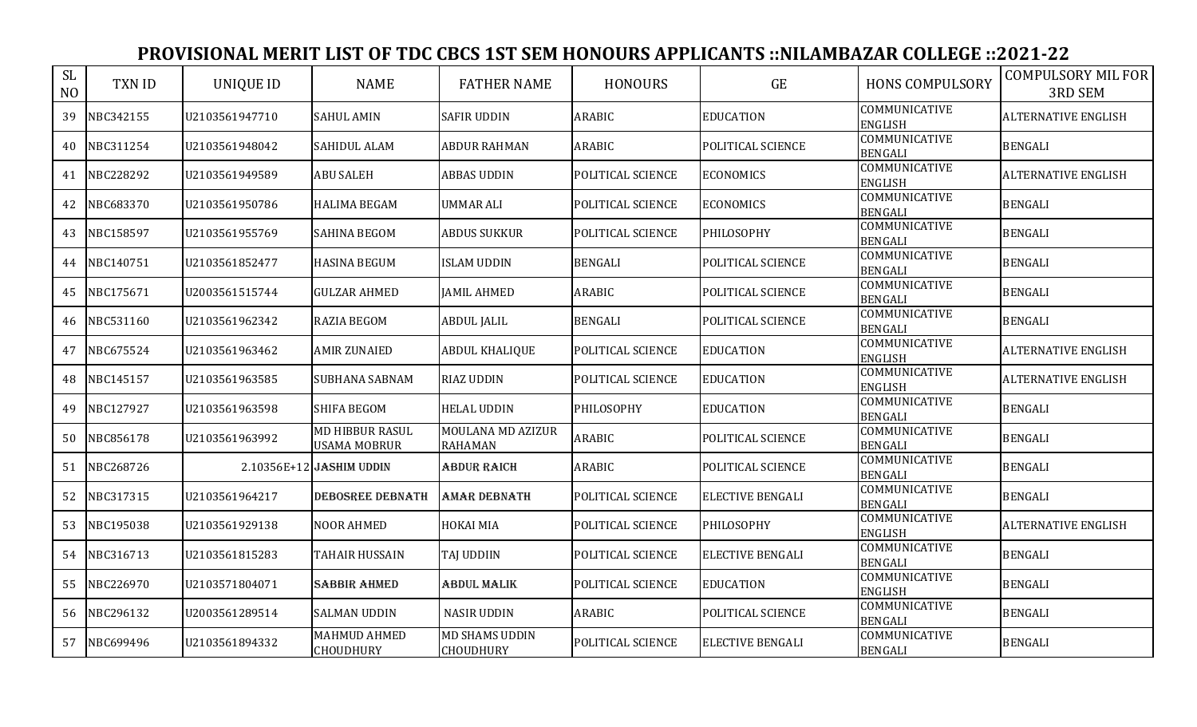# PROVISIONAL MERIT LIST OF TDC CBCS 1ST SEM HONOURS APPLICANTS ::NILAMBAZAR COLLEGE ::2021-22

| SL NO | TXN ID | UNIQUE ID | NAME | FATHER NAME | HONOURS | GE | HONS COMPULSORY | COMPULSORY MIL FOR 3RD SEM |
|---|---|---|---|---|---|---|---|---|
| 39 | NBC342155 | U2103561947710 | SAHUL AMIN | SAFIR UDDIN | ARABIC | EDUCATION | COMMUNICATIVE ENGLISH | ALTERNATIVE ENGLISH |
| 40 | NBC311254 | U2103561948042 | SAHIDUL ALAM | ABDUR RAHMAN | ARABIC | POLITICAL SCIENCE | COMMUNICATIVE BENGALI | BENGALI |
| 41 | NBC228292 | U2103561949589 | ABU SALEH | ABBAS UDDIN | POLITICAL SCIENCE | ECONOMICS | COMMUNICATIVE ENGLISH | ALTERNATIVE ENGLISH |
| 42 | NBC683370 | U2103561950786 | HALIMA BEGAM | UMMAR ALI | POLITICAL SCIENCE | ECONOMICS | COMMUNICATIVE BENGALI | BENGALI |
| 43 | NBC158597 | U2103561955769 | SAHINA BEGOM | ABDUS SUKKUR | POLITICAL SCIENCE | PHILOSOPHY | COMMUNICATIVE BENGALI | BENGALI |
| 44 | NBC140751 | U2103561852477 | HASINA BEGUM | ISLAM UDDIN | BENGALI | POLITICAL SCIENCE | COMMUNICATIVE BENGALI | BENGALI |
| 45 | NBC175671 | U2003561515744 | GULZAR AHMED | JAMIL AHMED | ARABIC | POLITICAL SCIENCE | COMMUNICATIVE BENGALI | BENGALI |
| 46 | NBC531160 | U2103561962342 | RAZIA BEGOM | ABDUL JALIL | BENGALI | POLITICAL SCIENCE | COMMUNICATIVE BENGALI | BENGALI |
| 47 | NBC675524 | U2103561963462 | AMIR ZUNAIED | ABDUL KHALIQUE | POLITICAL SCIENCE | EDUCATION | COMMUNICATIVE ENGLISH | ALTERNATIVE ENGLISH |
| 48 | NBC145157 | U2103561963585 | SUBHANA SABNAM | RIAZ UDDIN | POLITICAL SCIENCE | EDUCATION | COMMUNICATIVE ENGLISH | ALTERNATIVE ENGLISH |
| 49 | NBC127927 | U2103561963598 | SHIFA BEGOM | HELAL UDDIN | PHILOSOPHY | EDUCATION | COMMUNICATIVE BENGALI | BENGALI |
| 50 | NBC856178 | U2103561963992 | MD HIBBUR RASUL USAMA MOBRUR | MOULANA MD AZIZUR RAHAMAN | ARABIC | POLITICAL SCIENCE | COMMUNICATIVE BENGALI | BENGALI |
| 51 | NBC268726 | 2.10356E+12 | JASHIM UDDIN | ABDUR RAICH | ARABIC | POLITICAL SCIENCE | COMMUNICATIVE BENGALI | BENGALI |
| 52 | NBC317315 | U2103561964217 | DEBOSREE DEBNATH | AMAR DEBNATH | POLITICAL SCIENCE | ELECTIVE BENGALI | COMMUNICATIVE BENGALI | BENGALI |
| 53 | NBC195038 | U2103561929138 | NOOR AHMED | HOKAI MIA | POLITICAL SCIENCE | PHILOSOPHY | COMMUNICATIVE ENGLISH | ALTERNATIVE ENGLISH |
| 54 | NBC316713 | U2103561815283 | TAHAIR HUSSAIN | TAJ UDDIIN | POLITICAL SCIENCE | ELECTIVE BENGALI | COMMUNICATIVE BENGALI | BENGALI |
| 55 | NBC226970 | U2103571804071 | SABBIR AHMED | ABDUL MALIK | POLITICAL SCIENCE | EDUCATION | COMMUNICATIVE ENGLISH | BENGALI |
| 56 | NBC296132 | U2003561289514 | SALMAN UDDIN | NASIR UDDIN | ARABIC | POLITICAL SCIENCE | COMMUNICATIVE BENGALI | BENGALI |
| 57 | NBC699496 | U2103561894332 | MAHMUD AHMED CHOUDHURY | MD SHAMS UDDIN CHOUDHURY | POLITICAL SCIENCE | ELECTIVE BENGALI | COMMUNICATIVE BENGALI | BENGALI |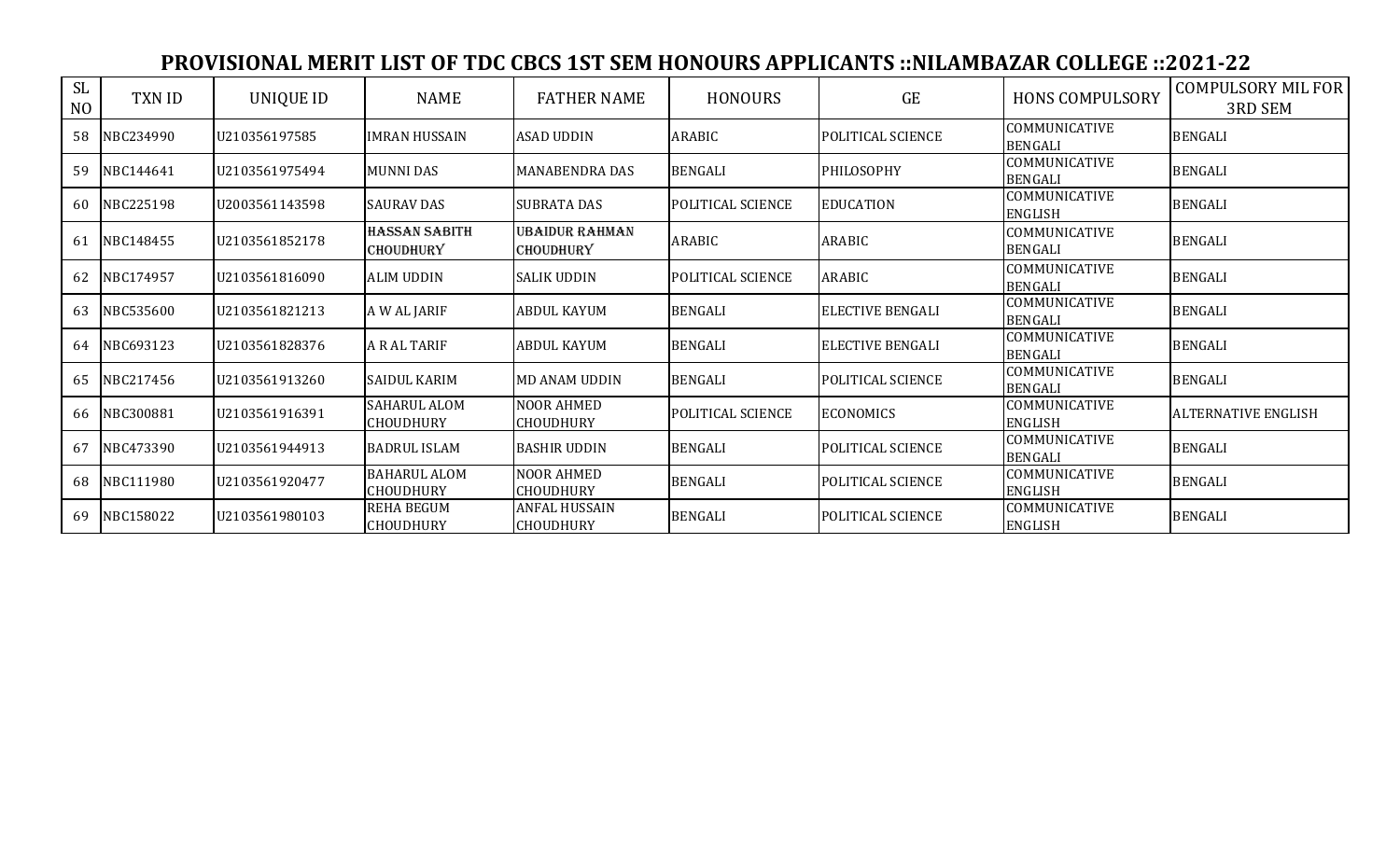## PROVISIONAL MERIT LIST OF TDC CBCS 1ST SEM HONOURS APPLICANTS ::NILAMBAZAR COLLEGE ::2021-22

| SL NO | TXN ID | UNIQUE ID | NAME | FATHER NAME | HONOURS | GE | HONS COMPULSORY | COMPULSORY MIL FOR 3RD SEM |
|---|---|---|---|---|---|---|---|---|
| 58 | NBC234990 | U210356197585 | IMRAN HUSSAIN | ASAD UDDIN | ARABIC | POLITICAL SCIENCE | COMMUNICATIVE BENGALI | BENGALI |
| 59 | NBC144641 | U2103561975494 | MUNNI DAS | MANABENDRA DAS | BENGALI | PHILOSOPHY | COMMUNICATIVE BENGALI | BENGALI |
| 60 | NBC225198 | U2003561143598 | SAURAV DAS | SUBRATA DAS | POLITICAL SCIENCE | EDUCATION | COMMUNICATIVE ENGLISH | BENGALI |
| 61 | NBC148455 | U2103561852178 | HASSAN SABITH CHOUDHURY | UBAIDUR RAHMAN CHOUDHURY | ARABIC | ARABIC | COMMUNICATIVE BENGALI | BENGALI |
| 62 | NBC174957 | U2103561816090 | ALIM UDDIN | SALIK UDDIN | POLITICAL SCIENCE | ARABIC | COMMUNICATIVE BENGALI | BENGALI |
| 63 | NBC535600 | U2103561821213 | A W AL JARIF | ABDUL KAYUM | BENGALI | ELECTIVE BENGALI | COMMUNICATIVE BENGALI | BENGALI |
| 64 | NBC693123 | U2103561828376 | A R AL TARIF | ABDUL KAYUM | BENGALI | ELECTIVE BENGALI | COMMUNICATIVE BENGALI | BENGALI |
| 65 | NBC217456 | U2103561913260 | SAIDUL KARIM | MD ANAM UDDIN | BENGALI | POLITICAL SCIENCE | COMMUNICATIVE BENGALI | BENGALI |
| 66 | NBC300881 | U2103561916391 | SAHARUL ALOM CHOUDHURY | NOOR AHMED CHOUDHURY | POLITICAL SCIENCE | ECONOMICS | COMMUNICATIVE ENGLISH | ALTERNATIVE ENGLISH |
| 67 | NBC473390 | U2103561944913 | BADRUL ISLAM | BASHIR UDDIN | BENGALI | POLITICAL SCIENCE | COMMUNICATIVE BENGALI | BENGALI |
| 68 | NBC111980 | U2103561920477 | BAHARUL ALOM CHOUDHURY | NOOR AHMED CHOUDHURY | BENGALI | POLITICAL SCIENCE | COMMUNICATIVE ENGLISH | BENGALI |
| 69 | NBC158022 | U2103561980103 | REHA BEGUM CHOUDHURY | ANFAL HUSSAIN CHOUDHURY | BENGALI | POLITICAL SCIENCE | COMMUNICATIVE ENGLISH | BENGALI |